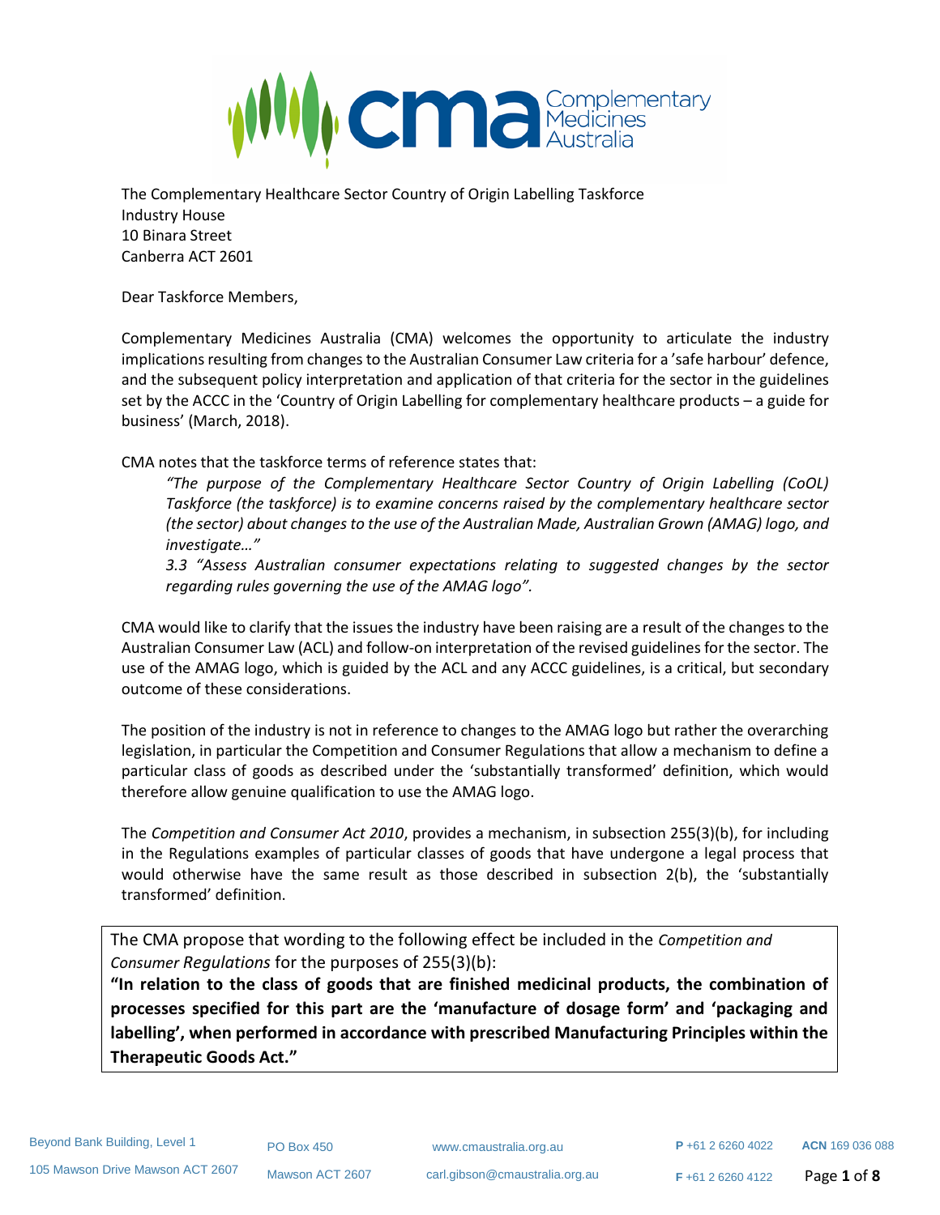The Complementary Healthcare Sector Country of Origin Labelling Taskforce
Industry House
10 Binara Street
Canberra ACT 2601

Dear Taskforce Members,

Complementary Medicines Australia (CMA) welcomes the opportunity to articulate the industry implications resulting from changes to the Australian Consumer Law criteria for a 'safe harbour' defence, and the subsequent policy interpretation and application of that criteria for the sector in the guidelines set by the ACCC in the 'Country of Origin Labelling for complementary healthcare products – a guide for business' (March, 2018).

CMA notes that the taskforce terms of reference states that:

> *"The purpose of the Complementary Healthcare Sector Country of Origin Labelling (CoOL) Taskforce (the taskforce) is to examine concerns raised by the complementary healthcare sector (the sector) about changes to the use of the Australian Made, Australian Grown (AMAG) logo, and investigate…"*
>
> *3.3 "Assess Australian consumer expectations relating to suggested changes by the sector regarding rules governing the use of the AMAG logo".*

CMA would like to clarify that the issues the industry have been raising are a result of the changes to the Australian Consumer Law (ACL) and follow-on interpretation of the revised guidelines for the sector. The use of the AMAG logo, which is guided by the ACL and any ACCC guidelines, is a critical, but secondary outcome of these considerations.

The position of the industry is not in reference to changes to the AMAG logo but rather the overarching legislation, in particular the Competition and Consumer Regulations that allow a mechanism to define a particular class of goods as described under the 'substantially transformed' definition, which would therefore allow genuine qualification to use the AMAG logo.

The *Competition and Consumer Act 2010*, provides a mechanism, in subsection 255(3)(b), for including in the Regulations examples of particular classes of goods that have undergone a legal process that would otherwise have the same result as those described in subsection 2(b), the 'substantially transformed' definition.

The CMA propose that wording to the following effect be included in the *Competition and Consumer Regulations* for the purposes of 255(3)(b):

**"In relation to the class of goods that are finished medicinal products, the combination of processes specified for this part are the 'manufacture of dosage form' and 'packaging and labelling', when performed in accordance with prescribed Manufacturing Principles within the Therapeutic Goods Act."**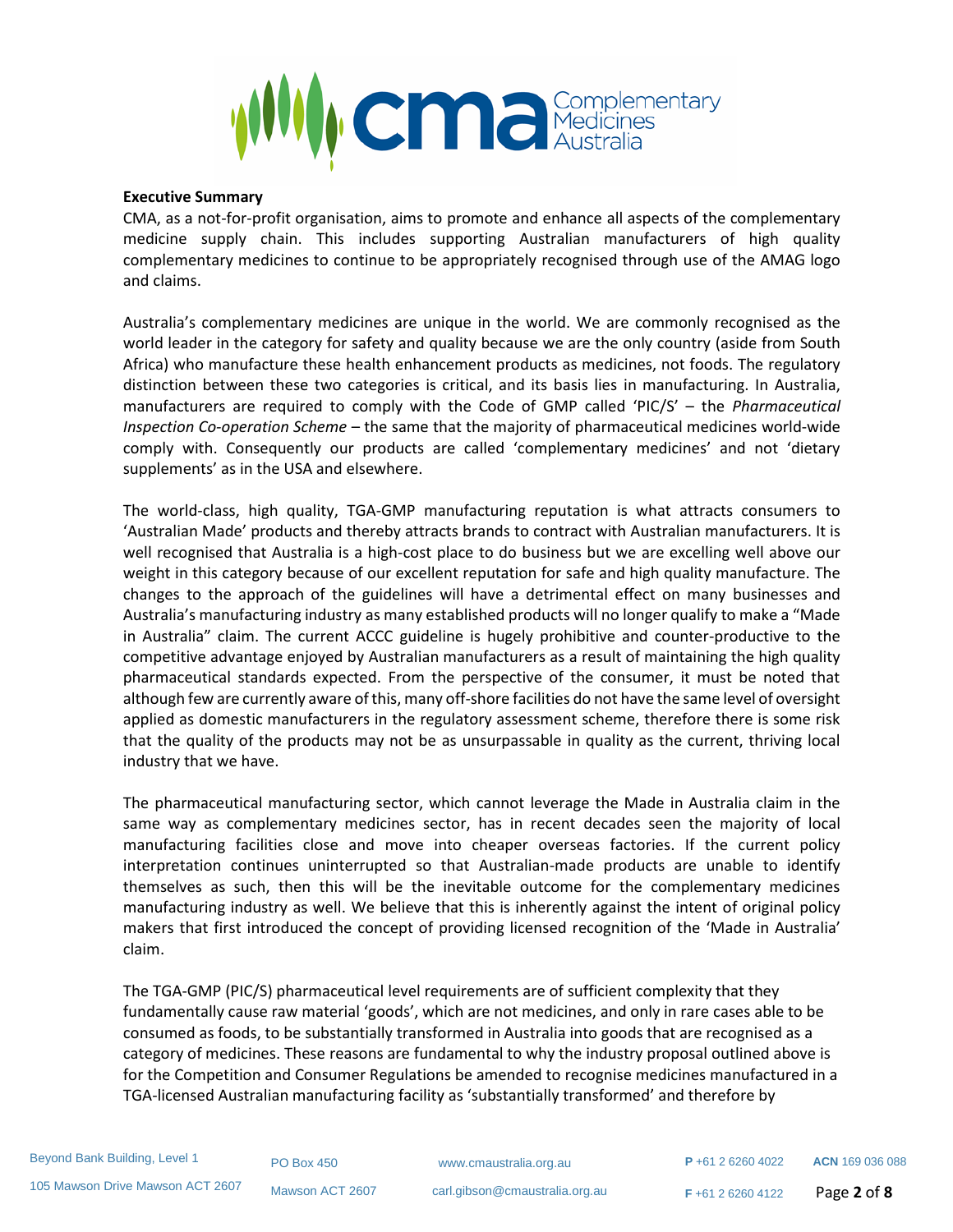**Executive Summary**

CMA, as a not-for-profit organisation, aims to promote and enhance all aspects of the complementary medicine supply chain. This includes supporting Australian manufacturers of high quality complementary medicines to continue to be appropriately recognised through use of the AMAG logo and claims.

Australia's complementary medicines are unique in the world. We are commonly recognised as the world leader in the category for safety and quality because we are the only country (aside from South Africa) who manufacture these health enhancement products as medicines, not foods. The regulatory distinction between these two categories is critical, and its basis lies in manufacturing. In Australia, manufacturers are required to comply with the Code of GMP called 'PIC/S' – the *Pharmaceutical Inspection Co-operation Scheme* – the same that the majority of pharmaceutical medicines world-wide comply with. Consequently our products are called 'complementary medicines' and not 'dietary supplements' as in the USA and elsewhere.

The world-class, high quality, TGA-GMP manufacturing reputation is what attracts consumers to 'Australian Made' products and thereby attracts brands to contract with Australian manufacturers. It is well recognised that Australia is a high-cost place to do business but we are excelling well above our weight in this category because of our excellent reputation for safe and high quality manufacture. The changes to the approach of the guidelines will have a detrimental effect on many businesses and Australia's manufacturing industry as many established products will no longer qualify to make a "Made in Australia" claim. The current ACCC guideline is hugely prohibitive and counter-productive to the competitive advantage enjoyed by Australian manufacturers as a result of maintaining the high quality pharmaceutical standards expected. From the perspective of the consumer, it must be noted that although few are currently aware of this, many off-shore facilities do not have the same level of oversight applied as domestic manufacturers in the regulatory assessment scheme, therefore there is some risk that the quality of the products may not be as unsurpassable in quality as the current, thriving local industry that we have.

The pharmaceutical manufacturing sector, which cannot leverage the Made in Australia claim in the same way as complementary medicines sector, has in recent decades seen the majority of local manufacturing facilities close and move into cheaper overseas factories. If the current policy interpretation continues uninterrupted so that Australian-made products are unable to identify themselves as such, then this will be the inevitable outcome for the complementary medicines manufacturing industry as well. We believe that this is inherently against the intent of original policy makers that first introduced the concept of providing licensed recognition of the 'Made in Australia' claim.

The TGA-GMP (PIC/S) pharmaceutical level requirements are of sufficient complexity that they fundamentally cause raw material 'goods', which are not medicines, and only in rare cases able to be consumed as foods, to be substantially transformed in Australia into goods that are recognised as a category of medicines. These reasons are fundamental to why the industry proposal outlined above is for the Competition and Consumer Regulations be amended to recognise medicines manufactured in a TGA-licensed Australian manufacturing facility as 'substantially transformed' and therefore by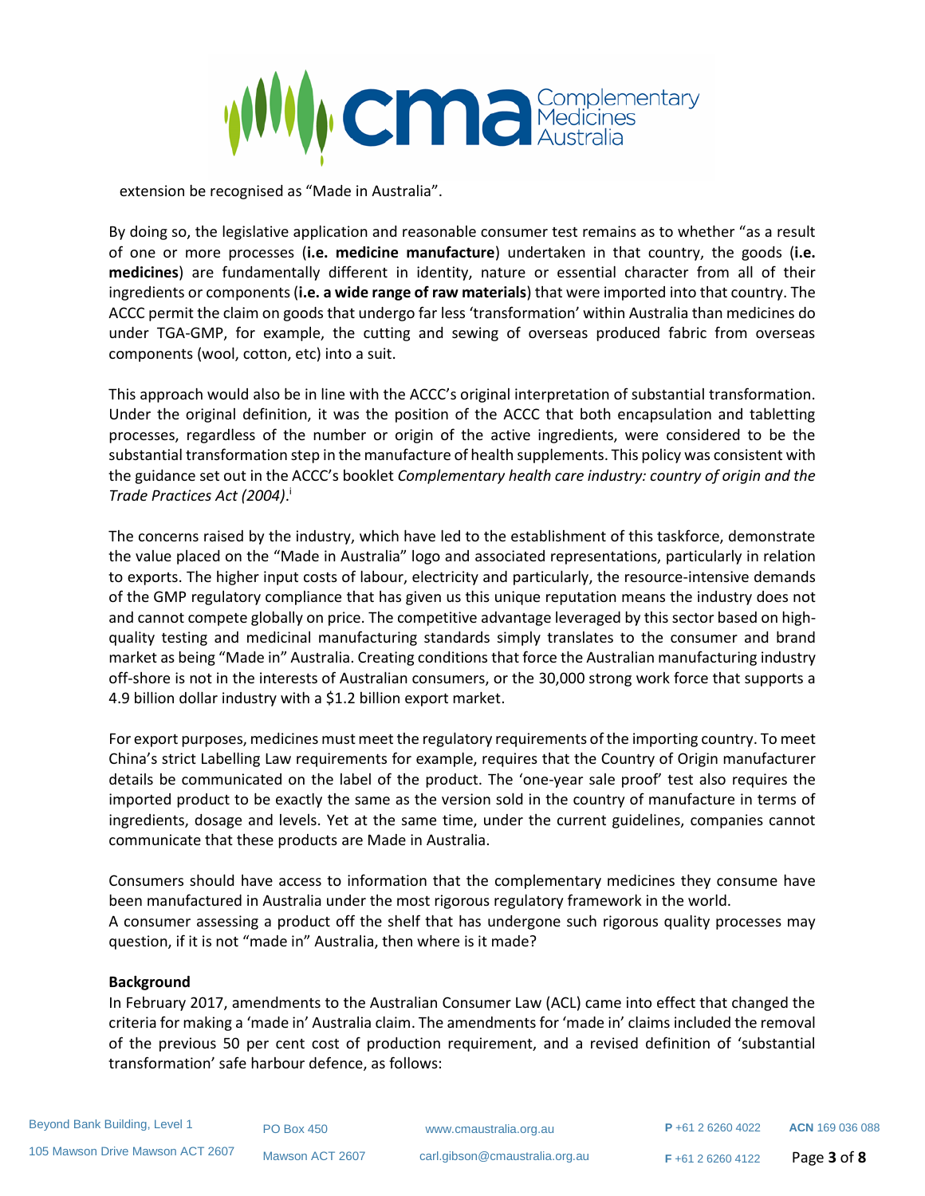extension be recognised as "Made in Australia".

By doing so, the legislative application and reasonable consumer test remains as to whether "as a result of one or more processes (**i.e. medicine manufacture**) undertaken in that country, the goods (**i.e. medicines**) are fundamentally different in identity, nature or essential character from all of their ingredients or components (**i.e. a wide range of raw materials**) that were imported into that country. The ACCC permit the claim on goods that undergo far less 'transformation' within Australia than medicines do under TGA-GMP, for example, the cutting and sewing of overseas produced fabric from overseas components (wool, cotton, etc) into a suit.

This approach would also be in line with the ACCC's original interpretation of substantial transformation. Under the original definition, it was the position of the ACCC that both encapsulation and tabletting processes, regardless of the number or origin of the active ingredients, were considered to be the substantial transformation step in the manufacture of health supplements. This policy was consistent with the guidance set out in the ACCC's booklet *Complementary health care industry: country of origin and the Trade Practices Act (2004)*.[i]

The concerns raised by the industry, which have led to the establishment of this taskforce, demonstrate the value placed on the "Made in Australia" logo and associated representations, particularly in relation to exports. The higher input costs of labour, electricity and particularly, the resource-intensive demands of the GMP regulatory compliance that has given us this unique reputation means the industry does not and cannot compete globally on price. The competitive advantage leveraged by this sector based on high-quality testing and medicinal manufacturing standards simply translates to the consumer and brand market as being "Made in" Australia. Creating conditions that force the Australian manufacturing industry off-shore is not in the interests of Australian consumers, or the 30,000 strong work force that supports a 4.9 billion dollar industry with a $1.2 billion export market.

For export purposes, medicines must meet the regulatory requirements of the importing country. To meet China's strict Labelling Law requirements for example, requires that the Country of Origin manufacturer details be communicated on the label of the product. The 'one-year sale proof' test also requires the imported product to be exactly the same as the version sold in the country of manufacture in terms of ingredients, dosage and levels. Yet at the same time, under the current guidelines, companies cannot communicate that these products are Made in Australia.

Consumers should have access to information that the complementary medicines they consume have been manufactured in Australia under the most rigorous regulatory framework in the world.
A consumer assessing a product off the shelf that has undergone such rigorous quality processes may question, if it is not "made in" Australia, then where is it made?

**Background**

In February 2017, amendments to the Australian Consumer Law (ACL) came into effect that changed the criteria for making a 'made in' Australia claim. The amendments for 'made in' claims included the removal of the previous 50 per cent cost of production requirement, and a revised definition of 'substantial transformation' safe harbour defence, as follows: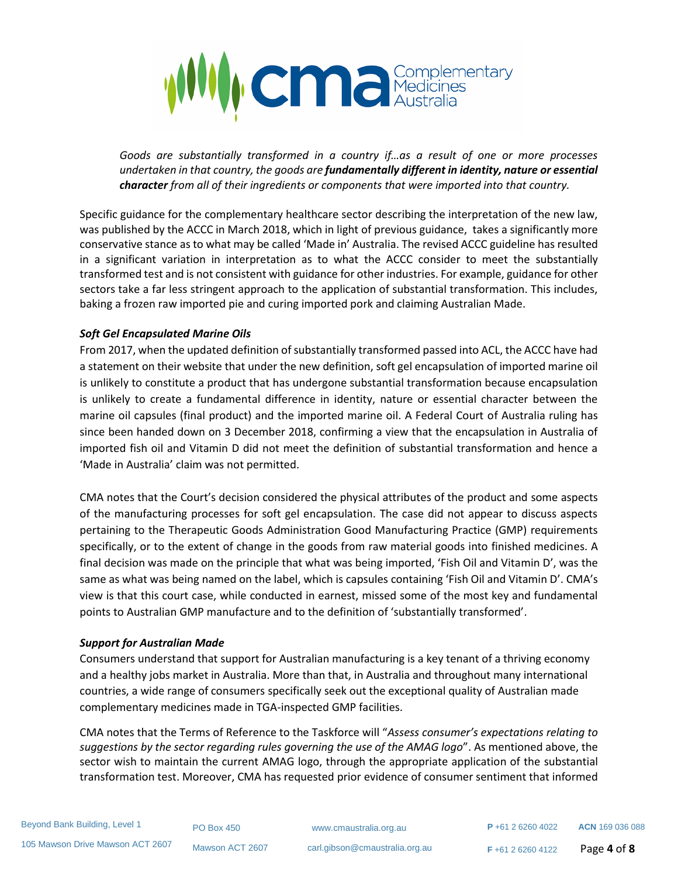> *Goods are substantially transformed in a country if…as a result of one or more processes undertaken in that country, the goods are* ***fundamentally different in identity, nature or essential character*** *from all of their ingredients or components that were imported into that country.*

Specific guidance for the complementary healthcare sector describing the interpretation of the new law, was published by the ACCC in March 2018, which in light of previous guidance, takes a significantly more conservative stance as to what may be called 'Made in' Australia. The revised ACCC guideline has resulted in a significant variation in interpretation as to what the ACCC consider to meet the substantially transformed test and is not consistent with guidance for other industries. For example, guidance for other sectors take a far less stringent approach to the application of substantial transformation. This includes, baking a frozen raw imported pie and curing imported pork and claiming Australian Made.

***Soft Gel Encapsulated Marine Oils***

From 2017, when the updated definition of substantially transformed passed into ACL, the ACCC have had a statement on their website that under the new definition, soft gel encapsulation of imported marine oil is unlikely to constitute a product that has undergone substantial transformation because encapsulation is unlikely to create a fundamental difference in identity, nature or essential character between the marine oil capsules (final product) and the imported marine oil. A Federal Court of Australia ruling has since been handed down on 3 December 2018, confirming a view that the encapsulation in Australia of imported fish oil and Vitamin D did not meet the definition of substantial transformation and hence a 'Made in Australia' claim was not permitted.

CMA notes that the Court's decision considered the physical attributes of the product and some aspects of the manufacturing processes for soft gel encapsulation. The case did not appear to discuss aspects pertaining to the Therapeutic Goods Administration Good Manufacturing Practice (GMP) requirements specifically, or to the extent of change in the goods from raw material goods into finished medicines. A final decision was made on the principle that what was being imported, 'Fish Oil and Vitamin D', was the same as what was being named on the label, which is capsules containing 'Fish Oil and Vitamin D'. CMA's view is that this court case, while conducted in earnest, missed some of the most key and fundamental points to Australian GMP manufacture and to the definition of 'substantially transformed'.

***Support for Australian Made***

Consumers understand that support for Australian manufacturing is a key tenant of a thriving economy and a healthy jobs market in Australia. More than that, in Australia and throughout many international countries, a wide range of consumers specifically seek out the exceptional quality of Australian made complementary medicines made in TGA-inspected GMP facilities.

CMA notes that the Terms of Reference to the Taskforce will "*Assess consumer's expectations relating to suggestions by the sector regarding rules governing the use of the AMAG logo*". As mentioned above, the sector wish to maintain the current AMAG logo, through the appropriate application of the substantial transformation test. Moreover, CMA has requested prior evidence of consumer sentiment that informed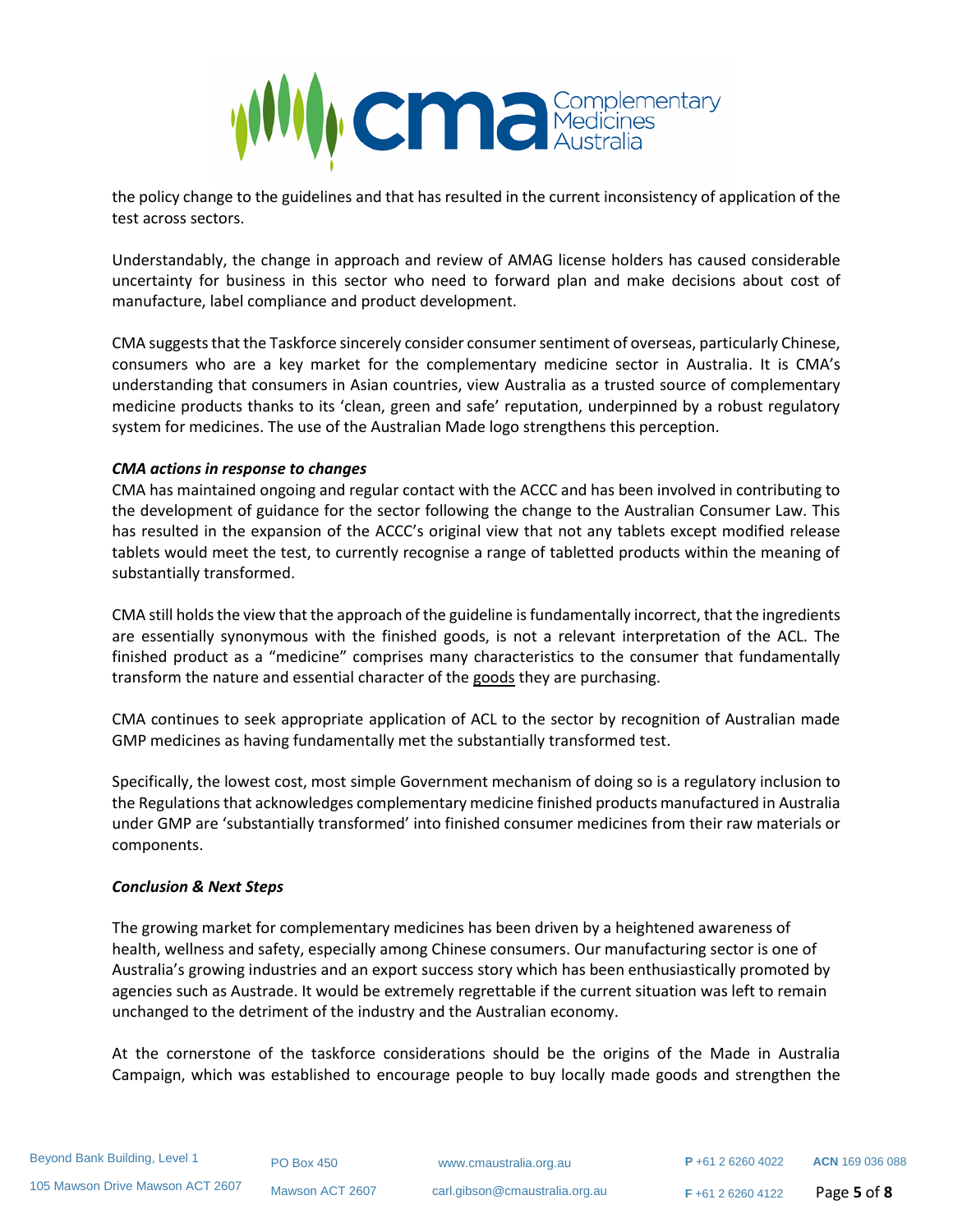the policy change to the guidelines and that has resulted in the current inconsistency of application of the test across sectors.

Understandably, the change in approach and review of AMAG license holders has caused considerable uncertainty for business in this sector who need to forward plan and make decisions about cost of manufacture, label compliance and product development.

CMA suggests that the Taskforce sincerely consider consumer sentiment of overseas, particularly Chinese, consumers who are a key market for the complementary medicine sector in Australia. It is CMA's understanding that consumers in Asian countries, view Australia as a trusted source of complementary medicine products thanks to its 'clean, green and safe' reputation, underpinned by a robust regulatory system for medicines. The use of the Australian Made logo strengthens this perception.

***CMA actions in response to changes***

CMA has maintained ongoing and regular contact with the ACCC and has been involved in contributing to the development of guidance for the sector following the change to the Australian Consumer Law. This has resulted in the expansion of the ACCC's original view that not any tablets except modified release tablets would meet the test, to currently recognise a range of tabletted products within the meaning of substantially transformed.

CMA still holds the view that the approach of the guideline is fundamentally incorrect, that the ingredients are essentially synonymous with the finished goods, is not a relevant interpretation of the ACL. The finished product as a "medicine" comprises many characteristics to the consumer that fundamentally transform the nature and essential character of the <u>goods</u> they are purchasing.

CMA continues to seek appropriate application of ACL to the sector by recognition of Australian made GMP medicines as having fundamentally met the substantially transformed test.

Specifically, the lowest cost, most simple Government mechanism of doing so is a regulatory inclusion to the Regulations that acknowledges complementary medicine finished products manufactured in Australia under GMP are 'substantially transformed' into finished consumer medicines from their raw materials or components.

***Conclusion & Next Steps***

The growing market for complementary medicines has been driven by a heightened awareness of health, wellness and safety, especially among Chinese consumers. Our manufacturing sector is one of Australia's growing industries and an export success story which has been enthusiastically promoted by agencies such as Austrade. It would be extremely regrettable if the current situation was left to remain unchanged to the detriment of the industry and the Australian economy.

At the cornerstone of the taskforce considerations should be the origins of the Made in Australia Campaign, which was established to encourage people to buy locally made goods and strengthen the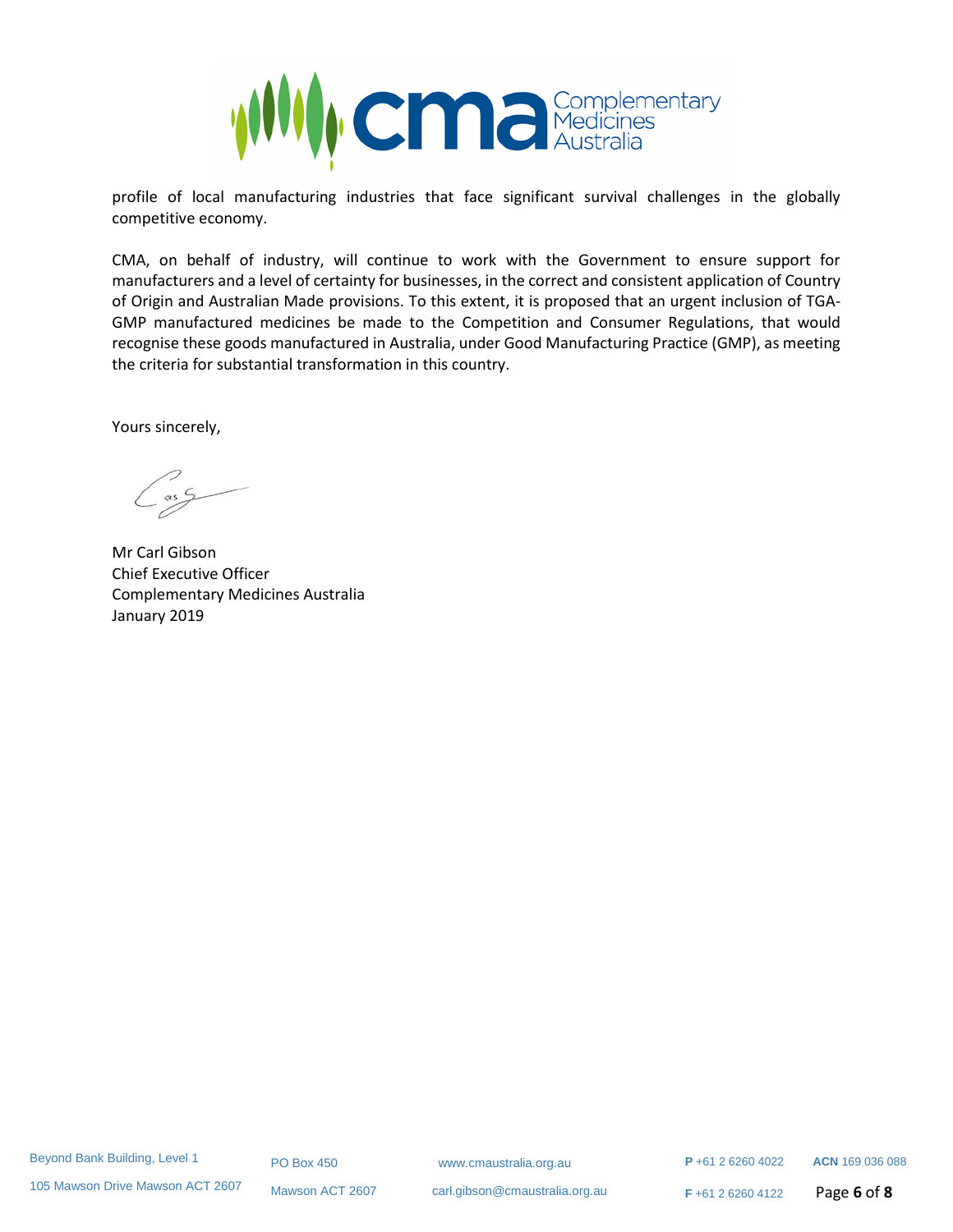profile of local manufacturing industries that face significant survival challenges in the globally competitive economy.

CMA, on behalf of industry, will continue to work with the Government to ensure support for manufacturers and a level of certainty for businesses, in the correct and consistent application of Country of Origin and Australian Made provisions. To this extent, it is proposed that an urgent inclusion of TGA-GMP manufactured medicines be made to the Competition and Consumer Regulations, that would recognise these goods manufactured in Australia, under Good Manufacturing Practice (GMP), as meeting the criteria for substantial transformation in this country.

Yours sincerely,

Mr Carl Gibson  
Chief Executive Officer  
Complementary Medicines Australia  
January 2019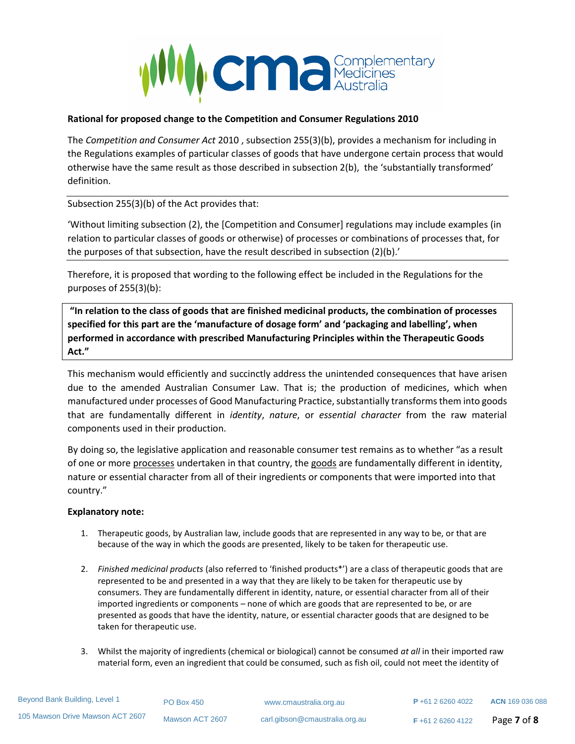**Rational for proposed change to the Competition and Consumer Regulations 2010**

The *Competition and Consumer Act* 2010 , subsection 255(3)(b), provides a mechanism for including in the Regulations examples of particular classes of goods that have undergone certain process that would otherwise have the same result as those described in subsection 2(b), the 'substantially transformed' definition.

---

Subsection 255(3)(b) of the Act provides that:

'Without limiting subsection (2), the [Competition and Consumer] regulations may include examples (in relation to particular classes of goods or otherwise) of processes or combinations of processes that, for the purposes of that subsection, have the result described in subsection (2)(b).'

---

Therefore, it is proposed that wording to the following effect be included in the Regulations for the purposes of 255(3)(b):

> **"In relation to the class of goods that are finished medicinal products, the combination of processes specified for this part are the 'manufacture of dosage form' and 'packaging and labelling', when performed in accordance with prescribed Manufacturing Principles within the Therapeutic Goods Act."**

This mechanism would efficiently and succinctly address the unintended consequences that have arisen due to the amended Australian Consumer Law. That is; the production of medicines, which when manufactured under processes of Good Manufacturing Practice, substantially transforms them into goods that are fundamentally different in *identity*, *nature*, or *essential character* from the raw material components used in their production.

By doing so, the legislative application and reasonable consumer test remains as to whether "as a result of one or more processes undertaken in that country, the goods are fundamentally different in identity, nature or essential character from all of their ingredients or components that were imported into that country."

**Explanatory note:**

1. Therapeutic goods, by Australian law, include goods that are represented in any way to be, or that are because of the way in which the goods are presented, likely to be taken for therapeutic use.

2. *Finished medicinal products* (also referred to 'finished products*') are a class of therapeutic goods that are represented to be and presented in a way that they are likely to be taken for therapeutic use by consumers. They are fundamentally different in identity, nature, or essential character from all of their imported ingredients or components – none of which are goods that are represented to be, or are presented as goods that have the identity, nature, or essential character goods that are designed to be taken for therapeutic use.

3. Whilst the majority of ingredients (chemical or biological) cannot be consumed *at all* in their imported raw material form, even an ingredient that could be consumed, such as fish oil, could not meet the identity of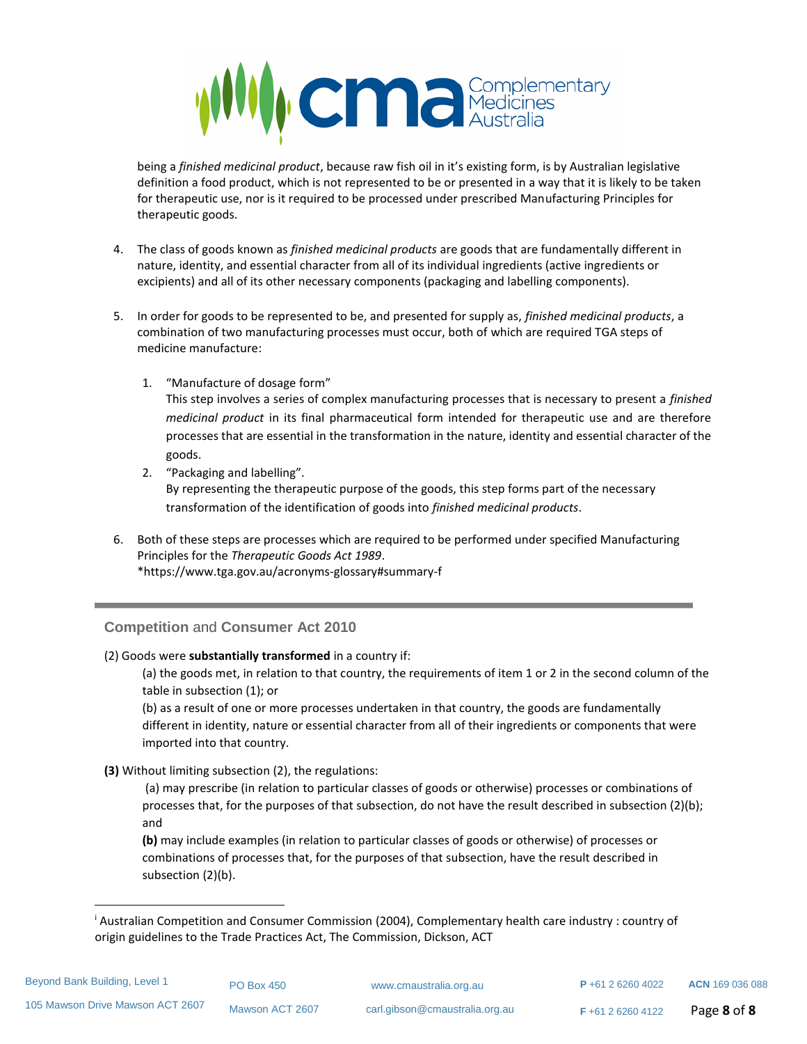being a *finished medicinal product*, because raw fish oil in it's existing form, is by Australian legislative definition a food product, which is not represented to be or presented in a way that it is likely to be taken for therapeutic use, nor is it required to be processed under prescribed Manufacturing Principles for therapeutic goods.

4. The class of goods known as *finished medicinal products* are goods that are fundamentally different in nature, identity, and essential character from all of its individual ingredients (active ingredients or excipients) and all of its other necessary components (packaging and labelling components).

5. In order for goods to be represented to be, and presented for supply as, *finished medicinal products*, a combination of two manufacturing processes must occur, both of which are required TGA steps of medicine manufacture:

   1. "Manufacture of dosage form"
      This step involves a series of complex manufacturing processes that is necessary to present a *finished medicinal product* in its final pharmaceutical form intended for therapeutic use and are therefore processes that are essential in the transformation in the nature, identity and essential character of the goods.
   2. "Packaging and labelling".
      By representing the therapeutic purpose of the goods, this step forms part of the necessary transformation of the identification of goods into *finished medicinal products*.

6. Both of these steps are processes which are required to be performed under specified Manufacturing Principles for the *Therapeutic Goods Act 1989*.
   *https://www.tga.gov.au/acronyms-glossary#summary-f

---

## Competition and Consumer Act 2010

(2) Goods were **substantially transformed** in a country if:

(a) the goods met, in relation to that country, the requirements of item 1 or 2 in the second column of the table in subsection (1); or

(b) as a result of one or more processes undertaken in that country, the goods are fundamentally different in identity, nature or essential character from all of their ingredients or components that were imported into that country.

**(3)** Without limiting subsection (2), the regulations:

(a) may prescribe (in relation to particular classes of goods or otherwise) processes or combinations of processes that, for the purposes of that subsection, do not have the result described in subsection (2)(b); and

**(b)** may include examples (in relation to particular classes of goods or otherwise) of processes or combinations of processes that, for the purposes of that subsection, have the result described in subsection (2)(b).

---

[i] Australian Competition and Consumer Commission (2004), Complementary health care industry : country of origin guidelines to the Trade Practices Act, The Commission, Dickson, ACT